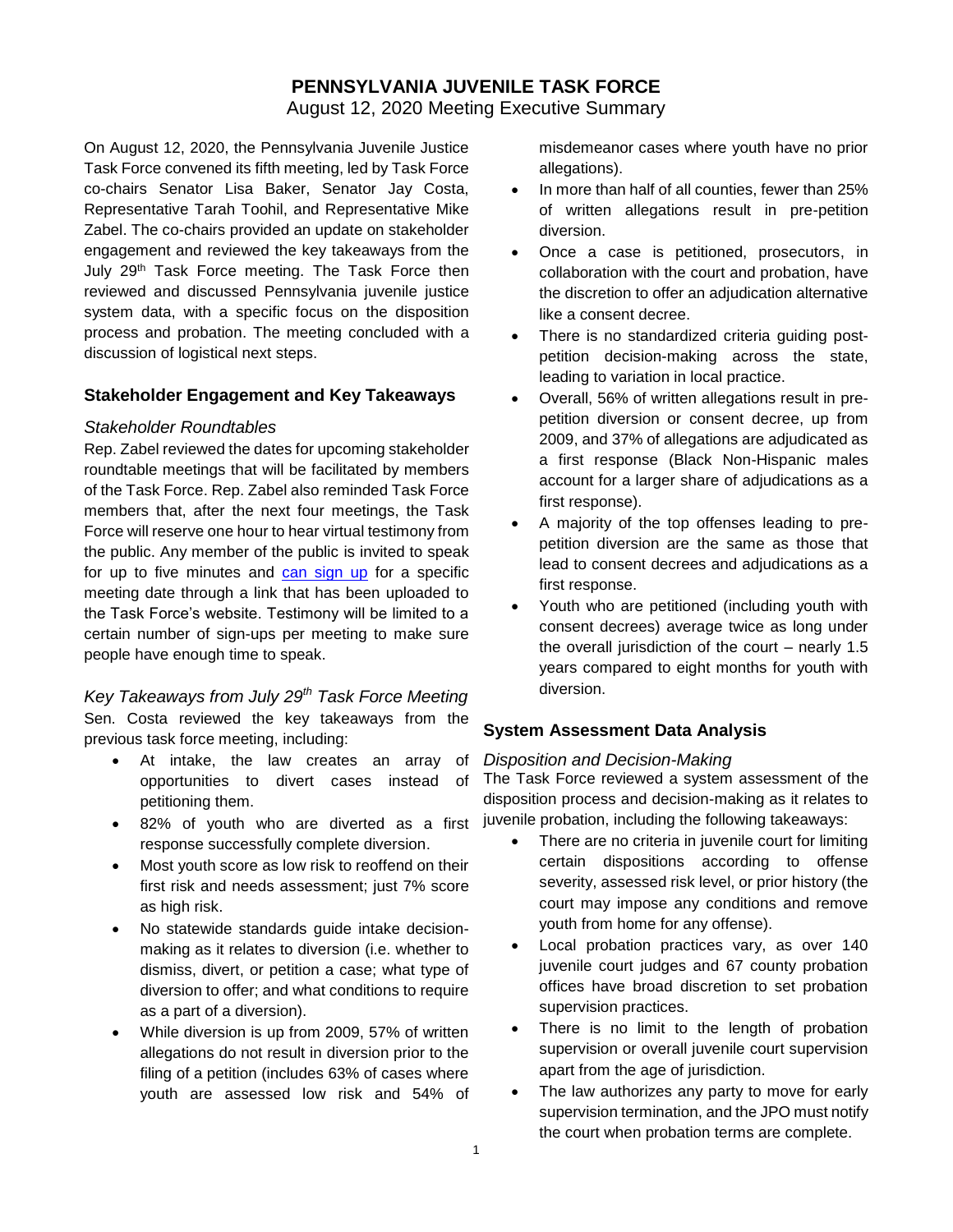# PENNSYLVANIA JUVENILE TASK FORCE

August 12, 2020 Meeting Executive Summary

On August 12, 2020, the Pennsylvania Juvenile Justice Task Force convened its fifth meeting, led by Task Force co-chairs Senator Lisa Baker, Senator Jay Costa, Representative Tarah Toohil, and Representative Mike Zabel. The co-chairs provided an update on stakeholder engagement and reviewed the key takeaways from the July 29th Task Force meeting. The Task Force then reviewed and discussed Pennsylvania juvenile justice system data, with a specific focus on the disposition process and probation. The meeting concluded with a discussion of logistical next steps.

## Stakeholder Engagement and Key Takeaways

### *Stakeholder Roundtables*

Rep. Zabel reviewed the dates for upcoming stakeholder roundtable meetings that will be facilitated by members of the Task Force. Rep. Zabel also reminded Task Force members that, after the next four meetings, the Task Force will reserve one hour to hear virtual testimony from the public. Any member of the public is invited to speak for up to five minutes and can sign up for a specific meeting date through a link that has been uploaded to the Task Force's website. Testimony will be limited to a certain number of sign-ups per meeting to make sure people have enough time to speak.

### *Key Takeaways from July 29th Task Force Meeting*

Sen. Costa reviewed the key takeaways from the previous task force meeting, including:

- At intake, the law creates an array of opportunities to divert cases instead of petitioning them.
- 82% of youth who are diverted as a first response successfully complete diversion.
- Most youth score as low risk to reoffend on their first risk and needs assessment; just 7% score as high risk.
- No statewide standards guide intake decision-making as it relates to diversion (i.e. whether to dismiss, divert, or petition a case; what type of diversion to offer; and what conditions to require as a part of a diversion).
- While diversion is up from 2009, 57% of written allegations do not result in diversion prior to the filing of a petition (includes 63% of cases where youth are assessed low risk and 54% of misdemeanor cases where youth have no prior allegations).
- In more than half of all counties, fewer than 25% of written allegations result in pre-petition diversion.
- Once a case is petitioned, prosecutors, in collaboration with the court and probation, have the discretion to offer an adjudication alternative like a consent decree.
- There is no standardized criteria guiding post-petition decision-making across the state, leading to variation in local practice.
- Overall, 56% of written allegations result in pre-petition diversion or consent decree, up from 2009, and 37% of allegations are adjudicated as a first response (Black Non-Hispanic males account for a larger share of adjudications as a first response).
- A majority of the top offenses leading to pre-petition diversion are the same as those that lead to consent decrees and adjudications as a first response.
- Youth who are petitioned (including youth with consent decrees) average twice as long under the overall jurisdiction of the court – nearly 1.5 years compared to eight months for youth with diversion.

## System Assessment Data Analysis

### *Disposition and Decision-Making*

The Task Force reviewed a system assessment of the disposition process and decision-making as it relates to juvenile probation, including the following takeaways:

- There are no criteria in juvenile court for limiting certain dispositions according to offense severity, assessed risk level, or prior history (the court may impose any conditions and remove youth from home for any offense).
- Local probation practices vary, as over 140 juvenile court judges and 67 county probation offices have broad discretion to set probation supervision practices.
- There is no limit to the length of probation supervision or overall juvenile court supervision apart from the age of jurisdiction.
- The law authorizes any party to move for early supervision termination, and the JPO must notify the court when probation terms are complete.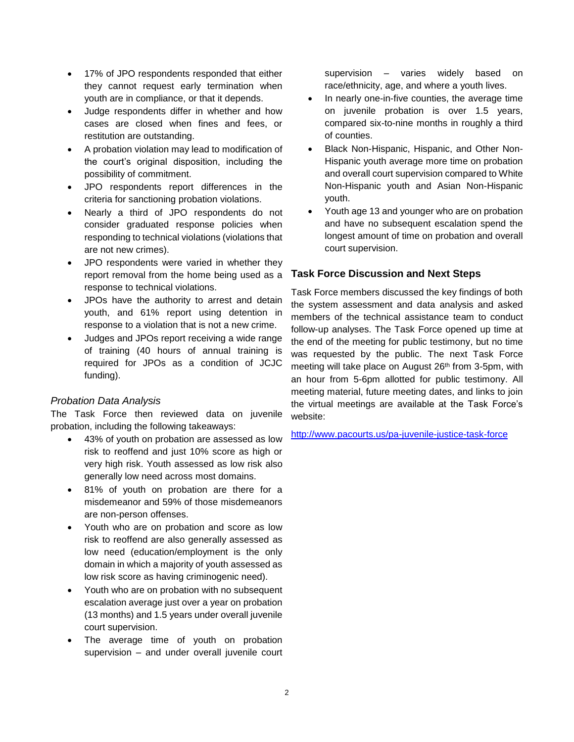- 17% of JPO respondents responded that either they cannot request early termination when youth are in compliance, or that it depends.
- Judge respondents differ in whether and how cases are closed when fines and fees, or restitution are outstanding.
- A probation violation may lead to modification of the court's original disposition, including the possibility of commitment.
- JPO respondents report differences in the criteria for sanctioning probation violations.
- Nearly a third of JPO respondents do not consider graduated response policies when responding to technical violations (violations that are not new crimes).
- JPO respondents were varied in whether they report removal from the home being used as a response to technical violations.
- JPOs have the authority to arrest and detain youth, and 61% report using detention in response to a violation that is not a new crime.
- Judges and JPOs report receiving a wide range of training (40 hours of annual training is required for JPOs as a condition of JCJC funding).

### *Probation Data Analysis*

The Task Force then reviewed data on juvenile probation, including the following takeaways:

- 43% of youth on probation are assessed as low risk to reoffend and just 10% score as high or very high risk. Youth assessed as low risk also generally low need across most domains.
- 81% of youth on probation are there for a misdemeanor and 59% of those misdemeanors are non-person offenses.
- Youth who are on probation and score as low risk to reoffend are also generally assessed as low need (education/employment is the only domain in which a majority of youth assessed as low risk score as having criminogenic need).
- Youth who are on probation with no subsequent escalation average just over a year on probation (13 months) and 1.5 years under overall juvenile court supervision.
- The average time of youth on probation supervision – and under overall juvenile court supervision – varies widely based on race/ethnicity, age, and where a youth lives.
- In nearly one-in-five counties, the average time on juvenile probation is over 1.5 years, compared six-to-nine months in roughly a third of counties.
- Black Non-Hispanic, Hispanic, and Other Non-Hispanic youth average more time on probation and overall court supervision compared to White Non-Hispanic youth and Asian Non-Hispanic youth.
- Youth age 13 and younger who are on probation and have no subsequent escalation spend the longest amount of time on probation and overall court supervision.

## Task Force Discussion and Next Steps

Task Force members discussed the key findings of both the system assessment and data analysis and asked members of the technical assistance team to conduct follow-up analyses. The Task Force opened up time at the end of the meeting for public testimony, but no time was requested by the public. The next Task Force meeting will take place on August 26th from 3-5pm, with an hour from 5-6pm allotted for public testimony. All meeting material, future meeting dates, and links to join the virtual meetings are available at the Task Force's website:

http://www.pacourts.us/pa-juvenile-justice-task-force